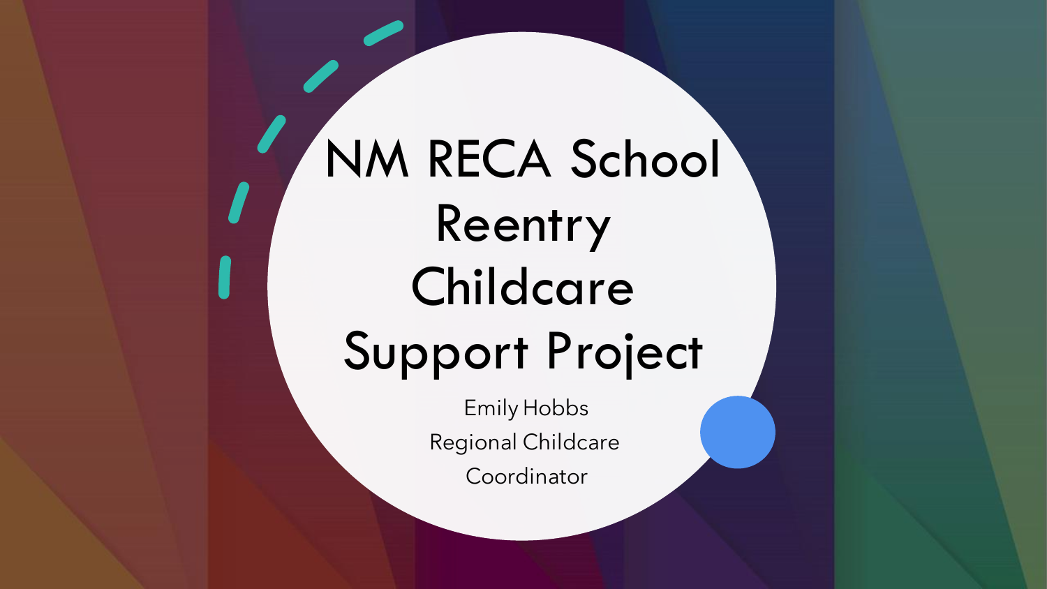# NM RECA School Reentry Childcare Support Project

Emily Hobbs

Regional Childcare Coordinator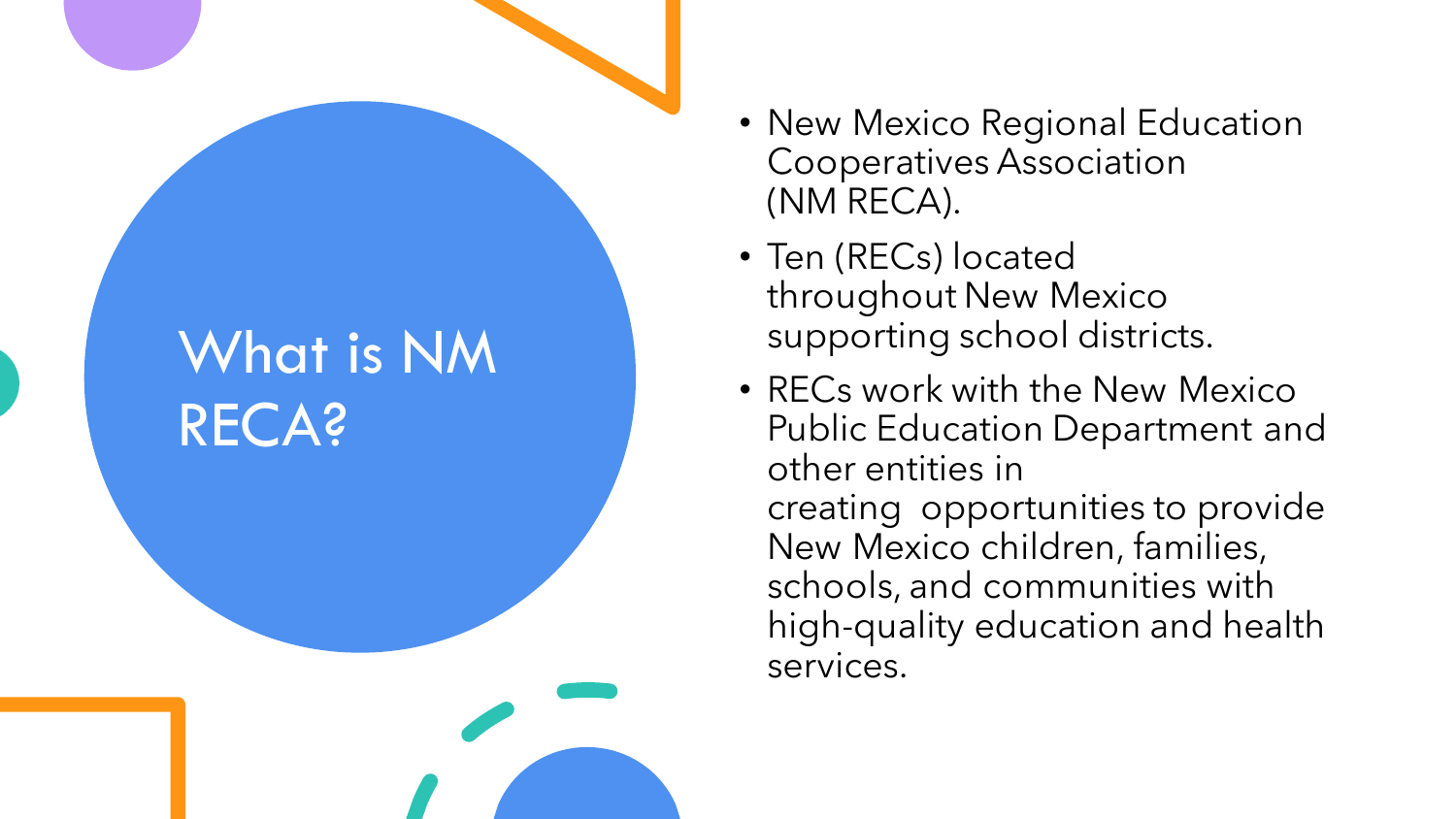# What is NM RECA?

- New Mexico Regional Education Cooperatives Association (NM RECA).
- Ten (RECs) located throughout New Mexico supporting school districts.
- RECs work with the New Mexico Public Education Department and other entities in creating opportunities to provide New Mexico children, families, schools, and communities with high-quality education and health services.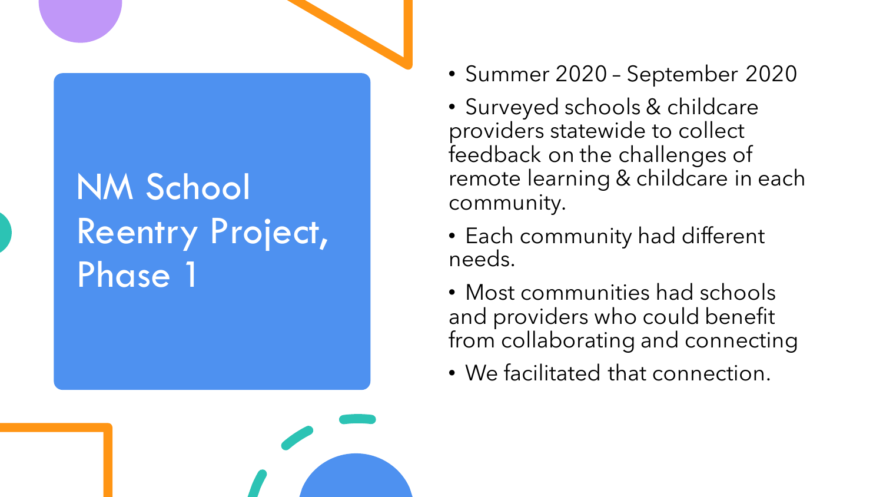# NM School Reentry Project, Phase 1

- Summer 2020 – September 2020
- Surveyed schools & childcare providers statewide to collect feedback on the challenges of remote learning & childcare in each community.
- Each community had different needs.
- Most communities had schools and providers who could benefit from collaborating and connecting
- We facilitated that connection.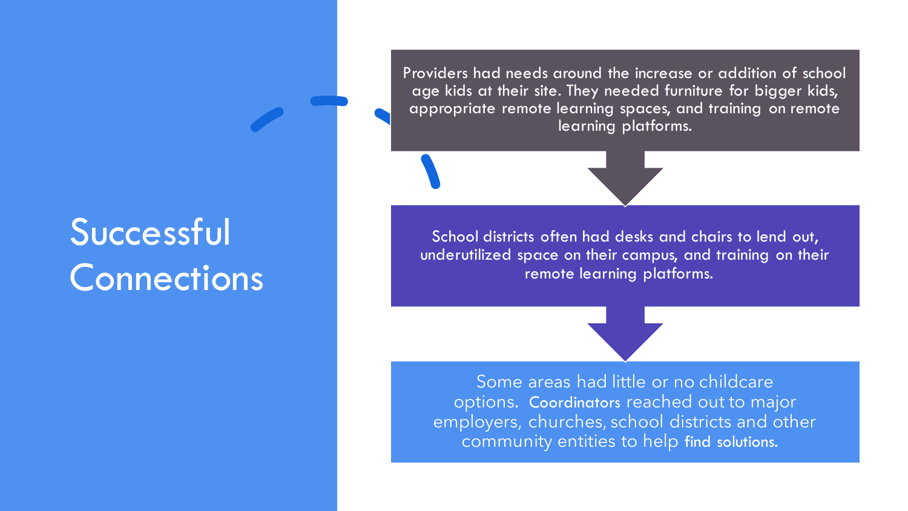# Successful Connections

Providers had needs around the increase or addition of school age kids at their site. They needed furniture for bigger kids, appropriate remote learning spaces, and training on remote learning platforms.

School districts often had desks and chairs to lend out, underutilized space on their campus, and training on their remote learning platforms.

Some areas had little or no childcare options. Coordinators reached out to major employers, churches, school districts and other community entities to help find solutions.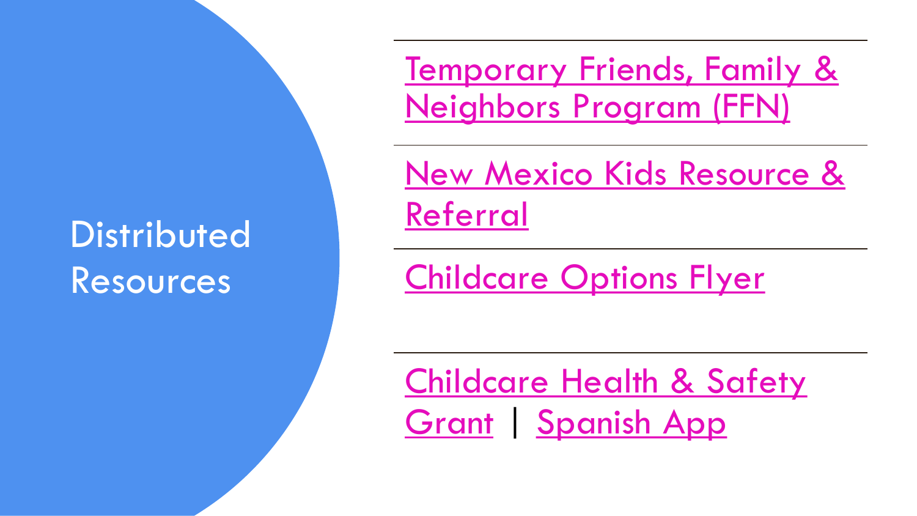# Distributed Resources

- Temporary Friends, Family & Neighbors Program (FFN)
- New Mexico Kids Resource & Referral
- Childcare Options Flyer
- Childcare Health & Safety Grant | Spanish App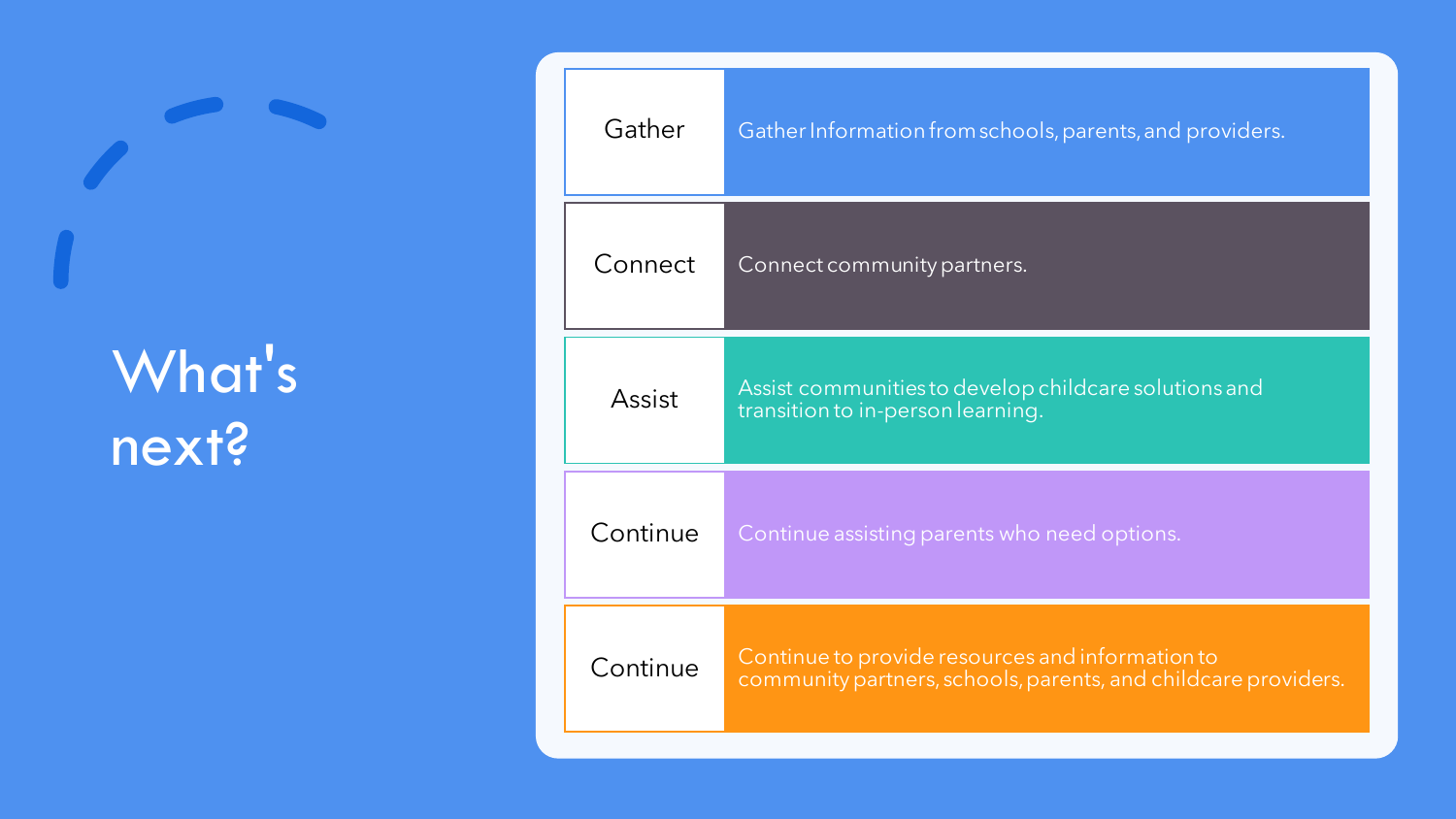# What's next?

| | |
|---|---|
| Gather | Gather Information from schools, parents, and providers. |
| Connect | Connect community partners. |
| Assist | Assist communities to develop childcare solutions and transition to in-person learning. |
| Continue | Continue assisting parents who need options. |
| Continue | Continue to provide resources and information to community partners, schools, parents, and childcare providers. |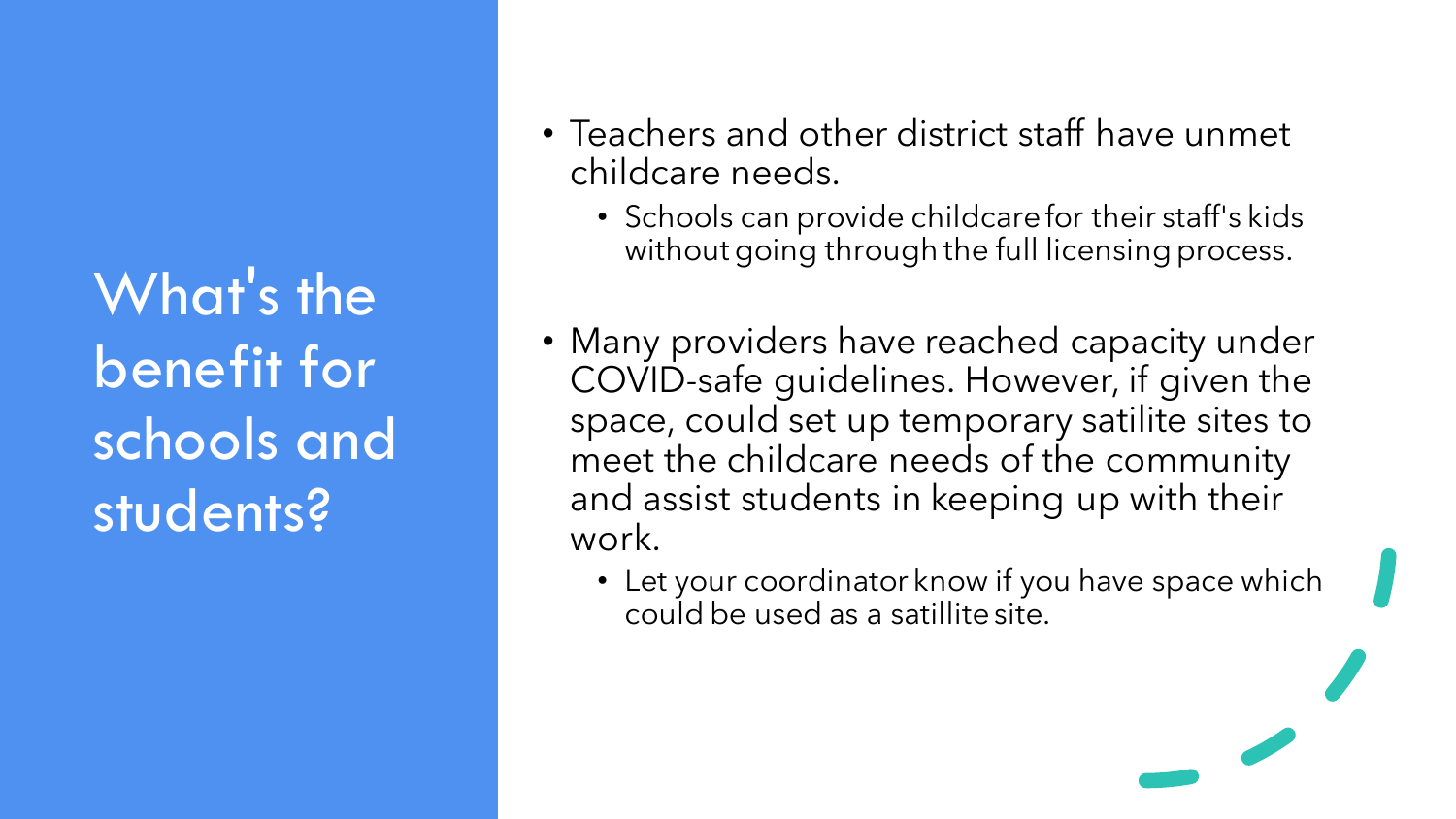# What's the benefit for schools and students?

- Teachers and other district staff have unmet childcare needs.
  - Schools can provide childcare for their staff's kids without going through the full licensing process.
- Many providers have reached capacity under COVID-safe guidelines. However, if given the space, could set up temporary satilite sites to meet the childcare needs of the community and assist students in keeping up with their work.
  - Let your coordinator know if you have space which could be used as a satillite site.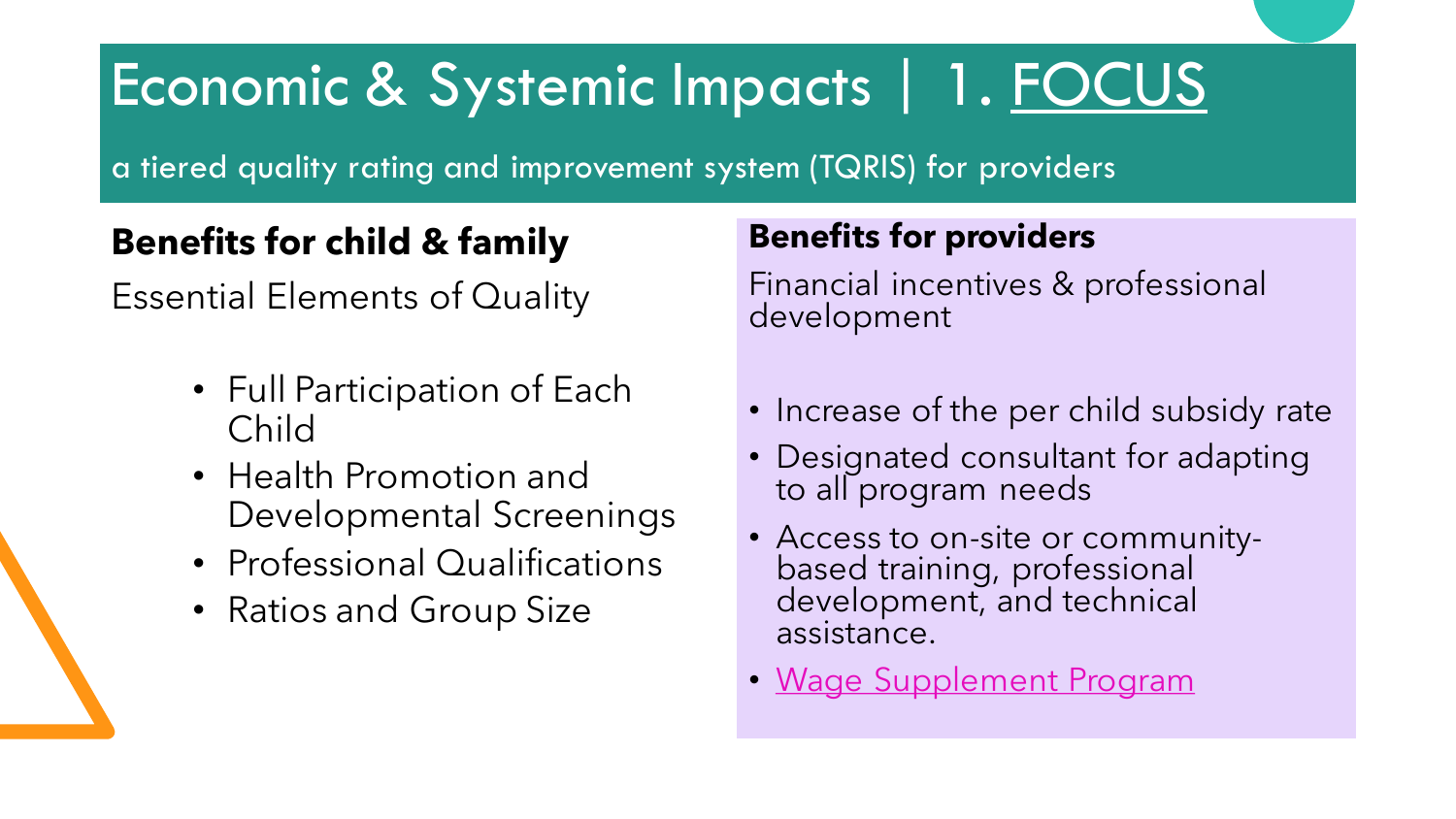# Economic & Systemic Impacts | 1. FOCUS

a tiered quality rating and improvement system (TQRIS) for providers

## Benefits for child & family

Essential Elements of Quality

- Full Participation of Each Child
- Health Promotion and Developmental Screenings
- Professional Qualifications
- Ratios and Group Size

## Benefits for providers

Financial incentives & professional development

- Increase of the per child subsidy rate
- Designated consultant for adapting to all program needs
- Access to on-site or community-based training, professional development, and technical assistance.
- Wage Supplement Program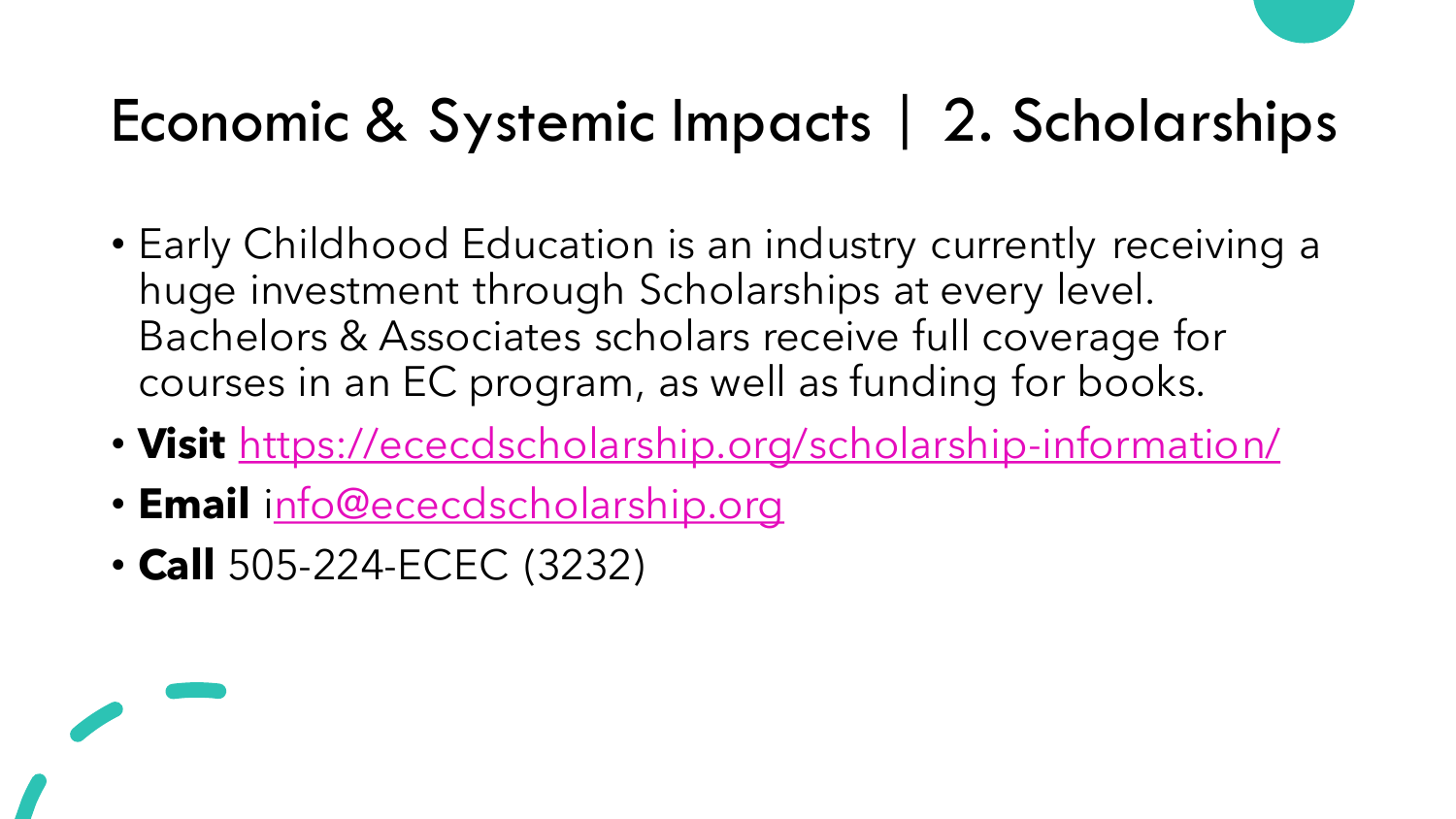# Economic & Systemic Impacts | 2. Scholarships

- Early Childhood Education is an industry currently receiving a huge investment through Scholarships at every level. Bachelors & Associates scholars receive full coverage for courses in an EC program, as well as funding for books.
- **Visit** https://ececdscholarship.org/scholarship-information/
- **Email** info@ececdscholarship.org
- **Call** 505-224-ECEC (3232)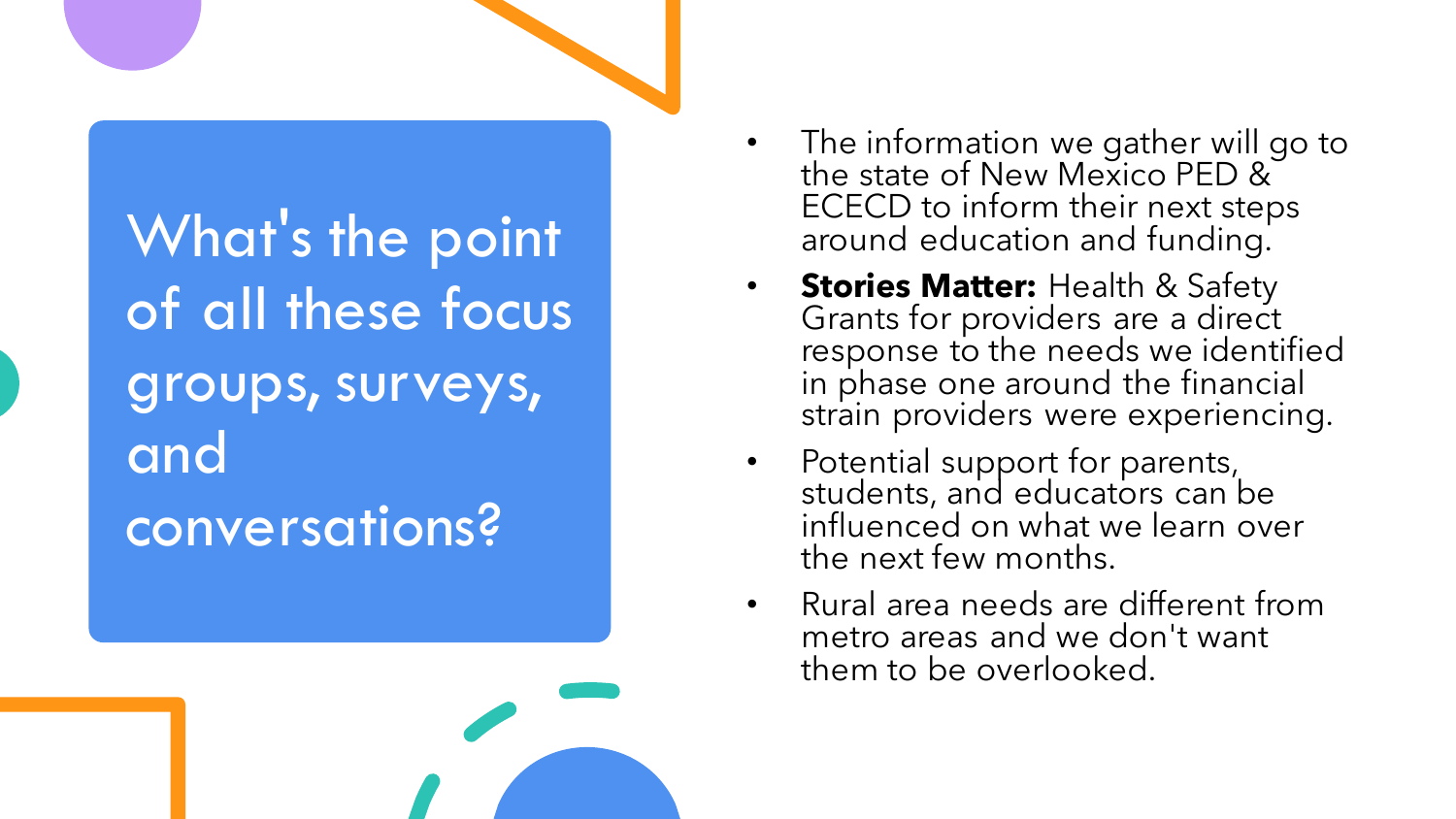# What's the point of all these focus groups, surveys, and conversations?

- The information we gather will go to the state of New Mexico PED & ECECD to inform their next steps around education and funding.
- **Stories Matter:** Health & Safety Grants for providers are a direct response to the needs we identified in phase one around the financial strain providers were experiencing.
- Potential support for parents, students, and educators can be influenced on what we learn over the next few months.
- Rural area needs are different from metro areas and we don't want them to be overlooked.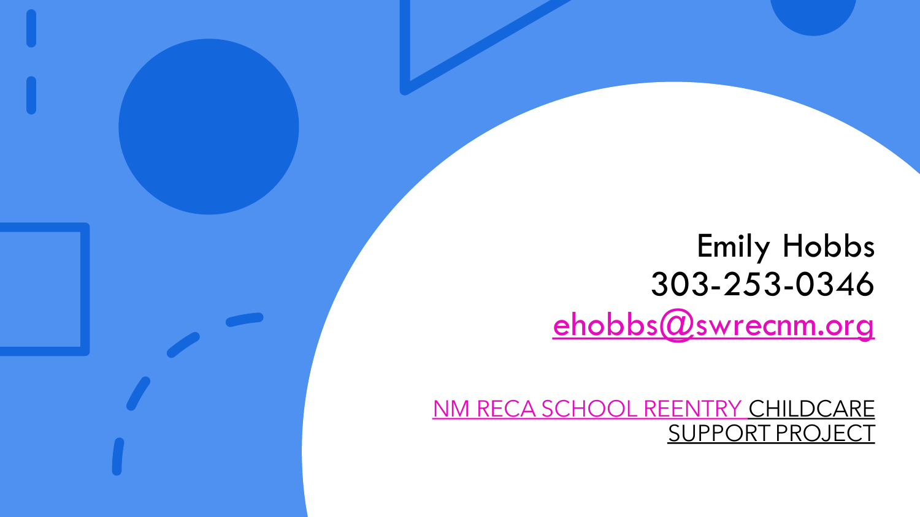Emily Hobbs
303-253-0346
ehobbs@swrecnm.org

NM RECA SCHOOL REENTRY CHILDCARE SUPPORT PROJECT